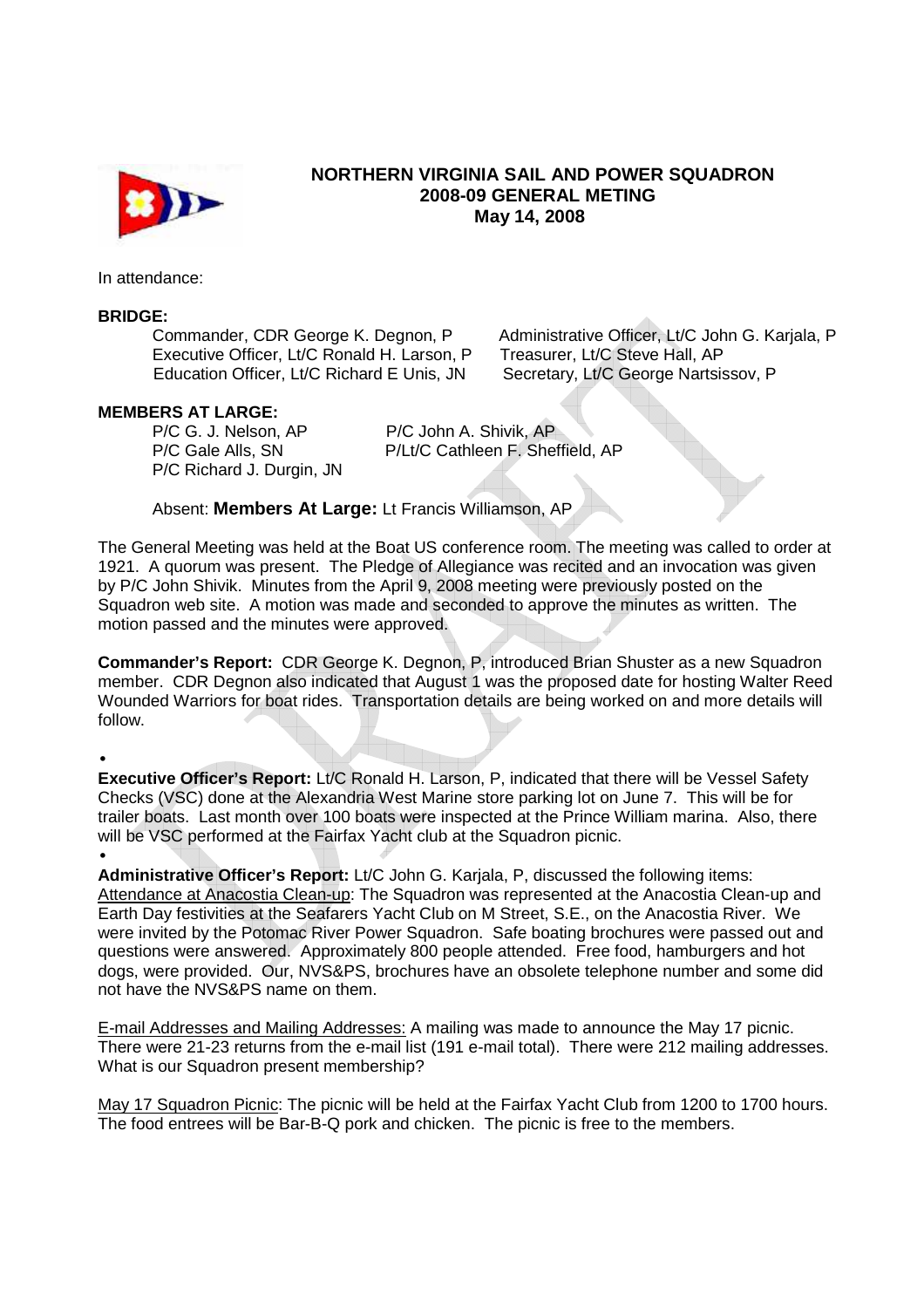# NORTHERN VIRGINIA SAIL AND POWER SQUADRON
## 2008-09 GENERAL METING
## May 14, 2008

In attendance:

**BRIDGE:**

Commander, CDR George K. Degnon, P
Executive Officer, Lt/C Ronald H. Larson, P
Education Officer, Lt/C Richard E Unis, JN
Administrative Officer, Lt/C John G. Karjala, P
Treasurer, Lt/C Steve Hall, AP
Secretary, Lt/C George Nartsissov, P

**MEMBERS AT LARGE:**

P/C G. J. Nelson, AP
P/C Gale Alls, SN
P/C Richard J. Durgin, JN
P/C John A. Shivik, AP
P/Lt/C Cathleen F. Sheffield, AP

Absent: **Members At Large:** Lt Francis Williamson, AP

The General Meeting was held at the Boat US conference room. The meeting was called to order at 1921. A quorum was present. The Pledge of Allegiance was recited and an invocation was given by P/C John Shivik. Minutes from the April 9, 2008 meeting were previously posted on the Squadron web site. A motion was made and seconded to approve the minutes as written. The motion passed and the minutes were approved.

**Commander's Report:** CDR George K. Degnon, P, introduced Brian Shuster as a new Squadron member. CDR Degnon also indicated that August 1 was the proposed date for hosting Walter Reed Wounded Warriors for boat rides. Transportation details are being worked on and more details will follow.

**Executive Officer's Report:** Lt/C Ronald H. Larson, P, indicated that there will be Vessel Safety Checks (VSC) done at the Alexandria West Marine store parking lot on June 7. This will be for trailer boats. Last month over 100 boats were inspected at the Prince William marina. Also, there will be VSC performed at the Fairfax Yacht club at the Squadron picnic.

**Administrative Officer's Report:** Lt/C John G. Karjala, P, discussed the following items:
Attendance at Anacostia Clean-up: The Squadron was represented at the Anacostia Clean-up and Earth Day festivities at the Seafarers Yacht Club on M Street, S.E., on the Anacostia River. We were invited by the Potomac River Power Squadron. Safe boating brochures were passed out and questions were answered. Approximately 800 people attended. Free food, hamburgers and hot dogs, were provided. Our, NVS&PS, brochures have an obsolete telephone number and some did not have the NVS&PS name on them.

E-mail Addresses and Mailing Addresses: A mailing was made to announce the May 17 picnic. There were 21-23 returns from the e-mail list (191 e-mail total). There were 212 mailing addresses. What is our Squadron present membership?

May 17 Squadron Picnic: The picnic will be held at the Fairfax Yacht Club from 1200 to 1700 hours. The food entrees will be Bar-B-Q pork and chicken. The picnic is free to the members.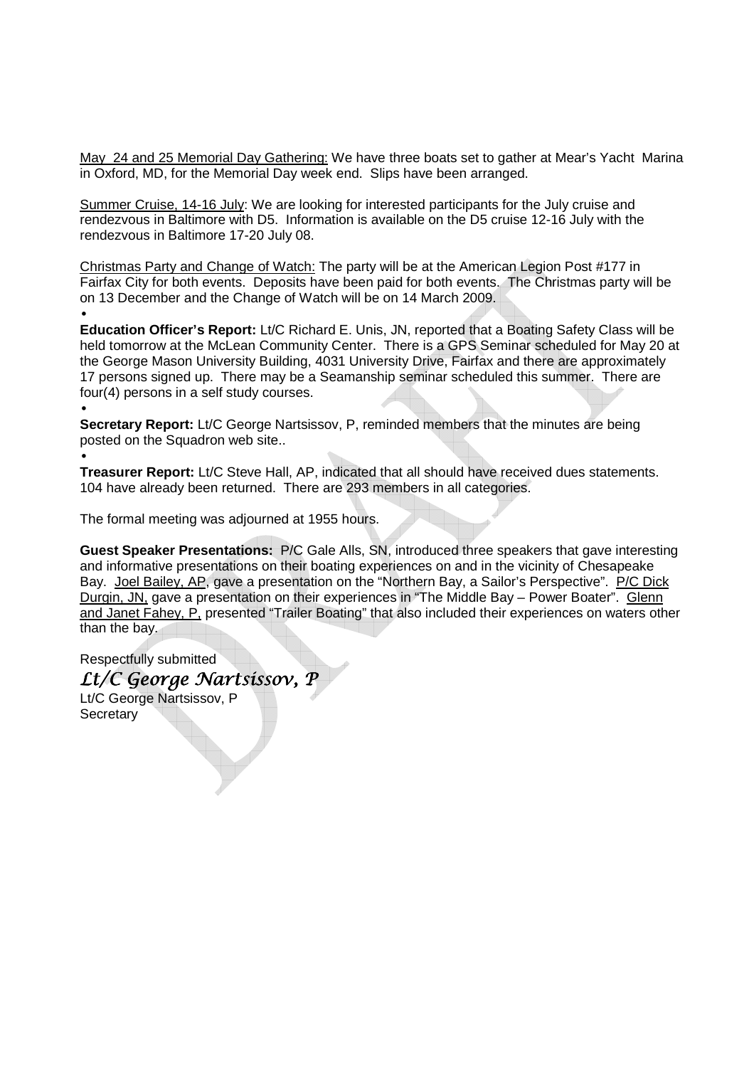May 24 and 25 Memorial Day Gathering: We have three boats set to gather at Mear's Yacht Marina in Oxford, MD, for the Memorial Day week end. Slips have been arranged.

Summer Cruise, 14-16 July: We are looking for interested participants for the July cruise and rendezvous in Baltimore with D5. Information is available on the D5 cruise 12-16 July with the rendezvous in Baltimore 17-20 July 08.

Christmas Party and Change of Watch: The party will be at the American Legion Post #177 in Fairfax City for both events. Deposits have been paid for both events. The Christmas party will be on 13 December and the Change of Watch will be on 14 March 2009.

•

**Education Officer's Report:** Lt/C Richard E. Unis, JN, reported that a Boating Safety Class will be held tomorrow at the McLean Community Center. There is a GPS Seminar scheduled for May 20 at the George Mason University Building, 4031 University Drive, Fairfax and there are approximately 17 persons signed up. There may be a Seamanship seminar scheduled this summer. There are four(4) persons in a self study courses.

•

**Secretary Report:** Lt/C George Nartsissov, P, reminded members that the minutes are being posted on the Squadron web site..

•

**Treasurer Report:** Lt/C Steve Hall, AP, indicated that all should have received dues statements. 104 have already been returned. There are 293 members in all categories.

The formal meeting was adjourned at 1955 hours.

**Guest Speaker Presentations:** P/C Gale Alls, SN, introduced three speakers that gave interesting and informative presentations on their boating experiences on and in the vicinity of Chesapeake Bay. Joel Bailey, AP, gave a presentation on the "Northern Bay, a Sailor's Perspective". P/C Dick Durgin, JN, gave a presentation on their experiences in "The Middle Bay – Power Boater". Glenn and Janet Fahey, P, presented "Trailer Boating" that also included their experiences on waters other than the bay.

Respectfully submitted

*Lt/C George Nartsissov, P*

Lt/C George Nartsissov, P
Secretary